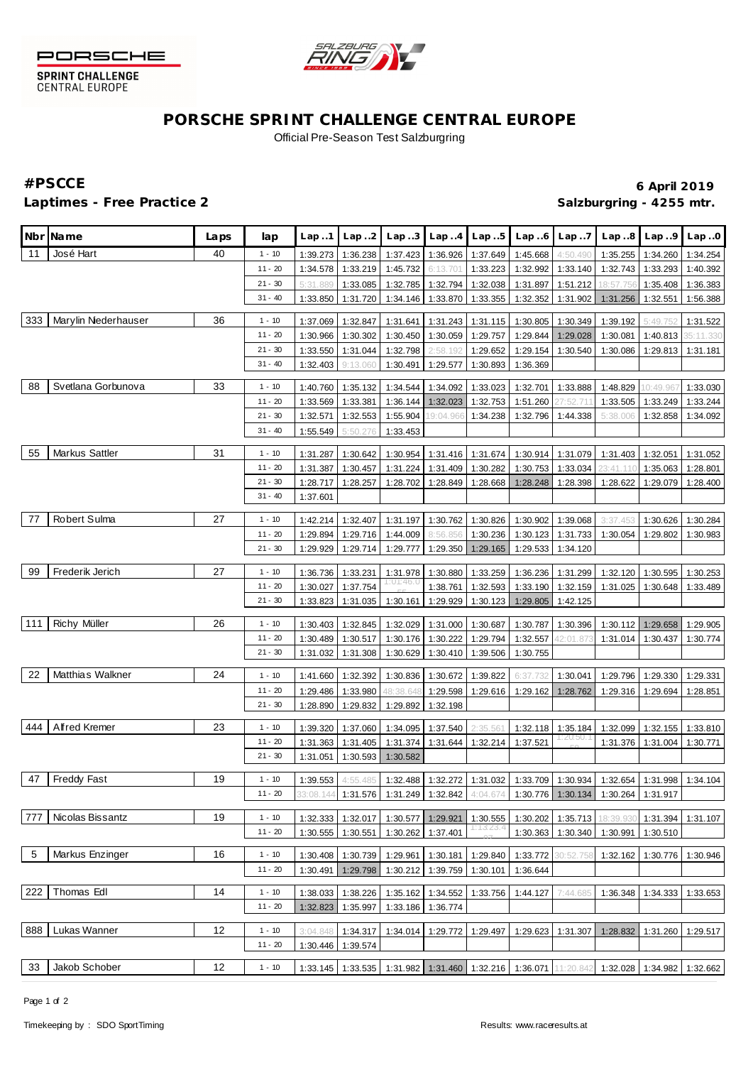PORSCHE SPRINT CHALLENGE CENTRAL EUROPE

# PORSCHE SPRINT CHALLENGE CENTRAL EUROPE

Official Pre-Season Test Salzburgring

## #PSCCE

**Laptimes - Free Practice 2**

**6 April 2019**

**Salzburgring - 4255 mtr.**

| Nbr | Name | Laps | lap | Lap..1 | Lap..2 | Lap..3 | Lap..4 | Lap..5 | Lap..6 | Lap..7 | Lap..8 | Lap..9 | Lap..0 |
|---|---|---|---|---|---|---|---|---|---|---|---|---|---|
| 11 | José Hart | 40 | 1 - 10 | 1:39.273 | 1:36.238 | 1:37.423 | 1:36.926 | 1:37.649 | 1:45.668 | 4:50.490 | 1:35.255 | 1:34.260 | 1:34.254 |
| | | | 11 - 20 | 1:34.578 | 1:33.219 | 1:45.732 | 6:13.701 | 1:33.223 | 1:32.992 | 1:33.140 | 1:32.743 | 1:33.293 | 1:40.392 |
| | | | 21 - 30 | 5:31.889 | 1:33.085 | 1:32.785 | 1:32.794 | 1:32.038 | 1:31.897 | 1:51.212 | 18:57.756 | 1:35.408 | 1:36.383 |
| | | | 31 - 40 | 1:33.850 | 1:31.720 | 1:34.146 | 1:33.870 | 1:33.355 | 1:32.352 | 1:31.902 | 1:31.256 | 1:32.551 | 1:56.388 |
| 333 | Marylin Niederhauser | 36 | 1 - 10 | 1:37.069 | 1:32.847 | 1:31.641 | 1:31.243 | 1:31.115 | 1:30.805 | 1:30.349 | 1:39.192 | 5:49.752 | 1:31.522 |
| | | | 11 - 20 | 1:30.966 | 1:30.302 | 1:30.450 | 1:30.059 | 1:29.757 | 1:29.844 | 1:29.028 | 1:30.081 | 1:40.813 | 35:11.330 |
| | | | 21 - 30 | 1:33.550 | 1:31.044 | 1:32.798 | 2:58.192 | 1:29.652 | 1:29.154 | 1:30.540 | 1:30.086 | 1:29.813 | 1:31.181 |
| | | | 31 - 40 | 1:32.403 | 9:13.060 | 1:30.491 | 1:29.577 | 1:30.893 | 1:36.369 | | | | |
| 88 | Svetlana Gorbunova | 33 | 1 - 10 | 1:40.760 | 1:35.132 | 1:34.544 | 1:34.092 | 1:33.023 | 1:32.701 | 1:33.888 | 1:48.829 | 10:49.967 | 1:33.030 |
| | | | 11 - 20 | 1:33.569 | 1:33.381 | 1:36.144 | 1:32.023 | 1:32.753 | 1:51.260 | 27:52.711 | 1:33.505 | 1:33.249 | 1:33.244 |
| | | | 21 - 30 | 1:32.571 | 1:32.553 | 1:55.904 | 19:04.966 | 1:34.238 | 1:32.796 | 1:44.338 | 5:38.006 | 1:32.858 | 1:34.092 |
| | | | 31 - 40 | 1:55.549 | 5:50.276 | 1:33.453 | | | | | | | |
| 55 | Markus Sattler | 31 | 1 - 10 | 1:31.287 | 1:30.642 | 1:30.954 | 1:31.416 | 1:31.674 | 1:30.914 | 1:31.079 | 1:31.403 | 1:32.051 | 1:31.052 |
| | | | 11 - 20 | 1:31.387 | 1:30.457 | 1:31.224 | 1:31.409 | 1:30.282 | 1:30.753 | 1:33.034 | 23:41.110 | 1:35.063 | 1:28.801 |
| | | | 21 - 30 | 1:28.717 | 1:28.257 | 1:28.702 | 1:28.849 | 1:28.668 | 1:28.248 | 1:28.398 | 1:28.622 | 1:29.079 | 1:28.400 |
| | | | 31 - 40 | 1:37.601 | | | | | | | | | |
| 77 | Robert Sulma | 27 | 1 - 10 | 1:42.214 | 1:32.407 | 1:31.197 | 1:30.762 | 1:30.826 | 1:30.902 | 1:39.068 | 3:37.453 | 1:30.626 | 1:30.284 |
| | | | 11 - 20 | 1:29.894 | 1:29.716 | 1:44.009 | 8:56.856 | 1:30.236 | 1:30.123 | 1:31.733 | 1:30.054 | 1:29.802 | 1:30.983 |
| | | | 21 - 30 | 1:29.929 | 1:29.714 | 1:29.777 | 1:29.350 | 1:29.165 | 1:29.533 | 1:34.120 | | | |
| 99 | Frederik Jerich | 27 | 1 - 10 | 1:36.736 | 1:33.231 | 1:31.978 | 1:30.880 | 1:33.259 | 1:36.236 | 1:31.299 | 1:32.120 | 1:30.595 | 1:30.253 |
| | | | 11 - 20 | 1:30.027 | 1:37.754 | 1:01:46.055 | 1:38.761 | 1:32.593 | 1:33.190 | 1:32.159 | 1:31.025 | 1:30.648 | 1:33.489 |
| | | | 21 - 30 | 1:33.823 | 1:31.035 | 1:30.161 | 1:29.929 | 1:30.123 | 1:29.805 | 1:42.125 | | | |
| 111 | Richy Müller | 26 | 1 - 10 | 1:30.403 | 1:32.845 | 1:32.029 | 1:31.000 | 1:30.687 | 1:30.787 | 1:30.396 | 1:30.112 | 1:29.658 | 1:29.905 |
| | | | 11 - 20 | 1:30.489 | 1:30.517 | 1:30.176 | 1:30.222 | 1:29.794 | 1:32.557 | 42:01.873 | 1:31.014 | 1:30.437 | 1:30.774 |
| | | | 21 - 30 | 1:31.032 | 1:31.308 | 1:30.629 | 1:30.410 | 1:39.506 | 1:30.755 | | | | |
| 22 | Matthias Walkner | 24 | 1 - 10 | 1:41.660 | 1:32.392 | 1:30.836 | 1:30.672 | 1:39.822 | 6:37.732 | 1:30.041 | 1:29.796 | 1:29.330 | 1:29.331 |
| | | | 11 - 20 | 1:29.486 | 1:33.980 | 48:38.648 | 1:29.598 | 1:29.616 | 1:29.162 | 1:28.762 | 1:29.316 | 1:29.694 | 1:28.851 |
| | | | 21 - 30 | 1:28.890 | 1:29.832 | 1:29.892 | 1:32.198 | | | | | | |
| 444 | Alfred Kremer | 23 | 1 - 10 | 1:39.320 | 1:37.060 | 1:34.095 | 1:37.540 | 2:35.561 | 1:32.118 | 1:35.184 | 1:32.099 | 1:32.155 | 1:33.810 |
| | | | 11 - 20 | 1:31.363 | 1:31.405 | 1:31.374 | 1:31.644 | 1:32.214 | 1:37.521 | 1:20:50.158 | 1:31.376 | 1:31.004 | 1:30.771 |
| | | | 21 - 30 | 1:31.051 | 1:30.593 | 1:30.582 | | | | | | | |
| 47 | Freddy Fast | 19 | 1 - 10 | 1:39.553 | 4:55.485 | 1:32.488 | 1:32.272 | 1:31.032 | 1:33.709 | 1:30.934 | 1:32.654 | 1:31.998 | 1:34.104 |
| | | | 11 - 20 | 33:08.144 | 1:31.576 | 1:31.249 | 1:32.842 | 4:04.674 | 1:30.776 | 1:30.134 | 1:30.264 | 1:31.917 | |
| 777 | Nicolas Bissantz | 19 | 1 - 10 | 1:32.333 | 1:32.017 | 1:30.577 | 1:29.921 | 1:30.555 | 1:30.202 | 1:35.713 | 18:39.930 | 1:31.394 | 1:31.107 |
| | | | 11 - 20 | 1:30.555 | 1:30.551 | 1:30.262 | 1:37.401 | 1:13:23.491 | 1:30.363 | 1:30.340 | 1:30.991 | 1:30.510 | |
| 5 | Markus Enzinger | 16 | 1 - 10 | 1:30.408 | 1:30.739 | 1:29.961 | 1:30.181 | 1:29.840 | 1:33.772 | 30:52.758 | 1:32.162 | 1:30.776 | 1:30.946 |
| | | | 11 - 20 | 1:30.491 | 1:29.798 | 1:30.212 | 1:39.759 | 1:30.101 | 1:36.644 | | | | |
| 222 | Thomas Edl | 14 | 1 - 10 | 1:38.033 | 1:38.226 | 1:35.162 | 1:34.552 | 1:33.756 | 1:44.127 | 7:44.685 | 1:36.348 | 1:34.333 | 1:33.653 |
| | | | 11 - 20 | 1:32.823 | 1:35.997 | 1:33.186 | 1:36.774 | | | | | | |
| 888 | Lukas Wanner | 12 | 1 - 10 | 3:04.848 | 1:34.317 | 1:34.014 | 1:29.772 | 1:29.497 | 1:29.623 | 1:31.307 | 1:28.832 | 1:31.260 | 1:29.517 |
| | | | 11 - 20 | 1:30.446 | 1:39.574 | | | | | | | | |
| 33 | Jakob Schober | 12 | 1 - 10 | 1:33.145 | 1:33.535 | 1:31.982 | 1:31.460 | 1:32.216 | 1:36.071 | 11:20.842 | 1:32.028 | 1:34.982 | 1:32.662 |

Timekeeping by : SDO SportTiming

Results: www.raceresults.at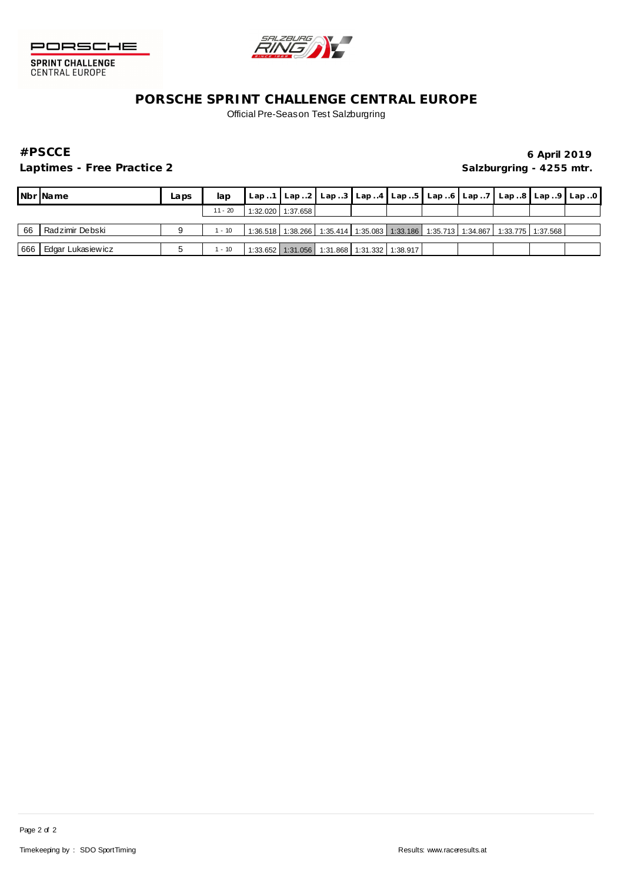PORSCHE

SPRINT CHALLENGE CENTRAL EUROPE

# PORSCHE SPRINT CHALLENGE CENTRAL EUROPE

Official Pre-Season Test Salzburgring

**#PSCCE**

**Laptimes - Free Practice 2**

**6 April 2019**

**Salzburgring - 4255 mtr.**

| Nbr | Name | Laps | lap | Lap ..1 | Lap ..2 | Lap ..3 | Lap ..4 | Lap ..5 | Lap ..6 | Lap ..7 | Lap ..8 | Lap ..9 | Lap ..0 |
|---|---|---|---|---|---|---|---|---|---|---|---|---|---|
| | | | 11 - 20 | 1:32.020 | 1:37.658 | | | | | | | | |
| 66 | Radzimir Debski | 9 | 1 - 10 | 1:36.518 | 1:38.266 | 1:35.414 | 1:35.083 | 1:33.186 | 1:35.713 | 1:34.867 | 1:33.775 | 1:37.568 | |
| 666 | Edgar Lukasiewicz | 5 | 1 - 10 | 1:33.652 | 1:31.056 | 1:31.868 | 1:31.332 | 1:38.917 | | | | | |

Timekeeping by : SDO SportTiming

Results: www.raceresults.at